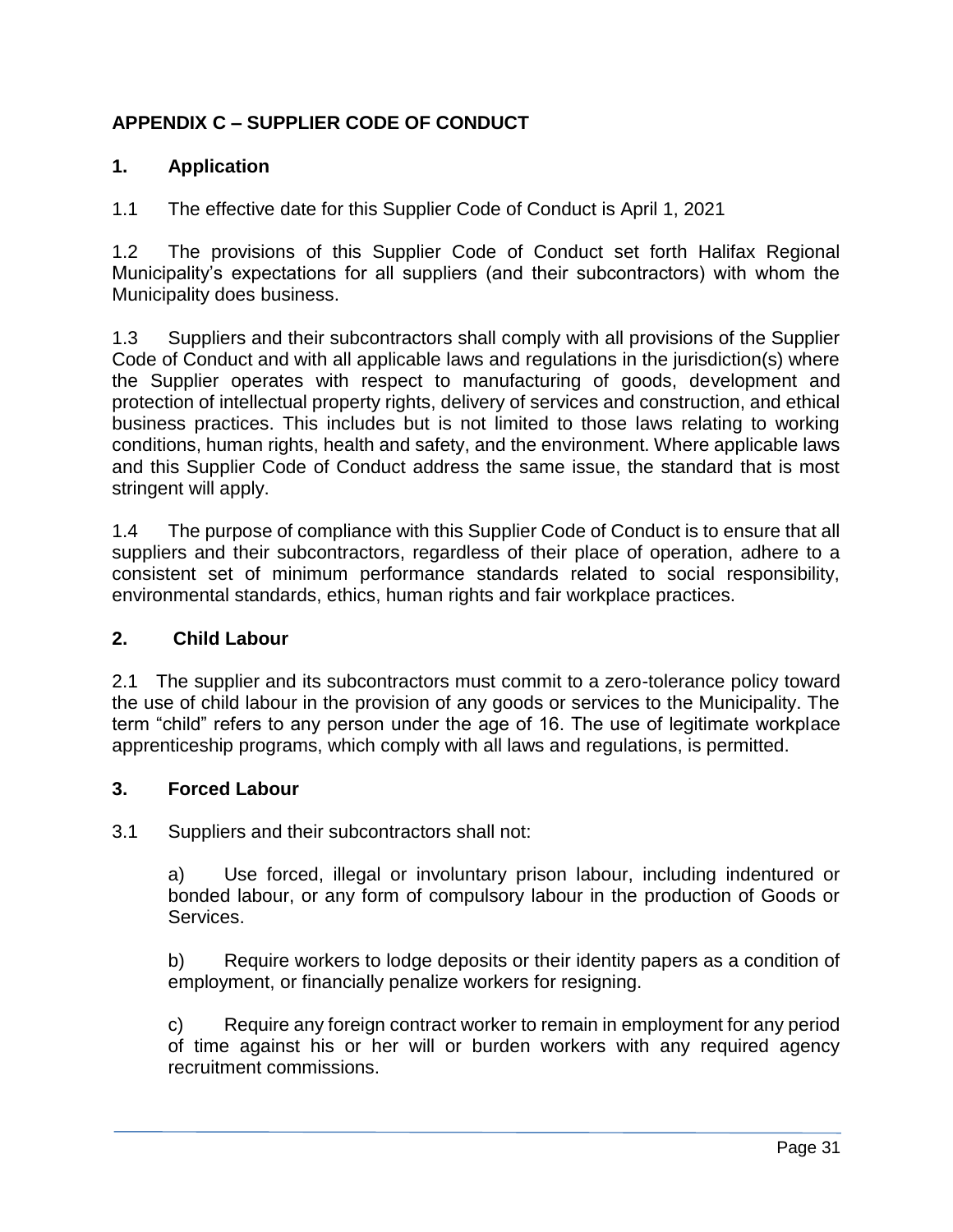# APPENDIX C – SUPPLIER CODE OF CONDUCT

## 1. Application

1.1 The effective date for this Supplier Code of Conduct is April 1, 2021

1.2 The provisions of this Supplier Code of Conduct set forth Halifax Regional Municipality's expectations for all suppliers (and their subcontractors) with whom the Municipality does business.

1.3 Suppliers and their subcontractors shall comply with all provisions of the Supplier Code of Conduct and with all applicable laws and regulations in the jurisdiction(s) where the Supplier operates with respect to manufacturing of goods, development and protection of intellectual property rights, delivery of services and construction, and ethical business practices. This includes but is not limited to those laws relating to working conditions, human rights, health and safety, and the environment. Where applicable laws and this Supplier Code of Conduct address the same issue, the standard that is most stringent will apply.

1.4 The purpose of compliance with this Supplier Code of Conduct is to ensure that all suppliers and their subcontractors, regardless of their place of operation, adhere to a consistent set of minimum performance standards related to social responsibility, environmental standards, ethics, human rights and fair workplace practices.

## 2. Child Labour

2.1 The supplier and its subcontractors must commit to a zero-tolerance policy toward the use of child labour in the provision of any goods or services to the Municipality. The term "child" refers to any person under the age of 16. The use of legitimate workplace apprenticeship programs, which comply with all laws and regulations, is permitted.

## 3. Forced Labour

3.1 Suppliers and their subcontractors shall not:

a) Use forced, illegal or involuntary prison labour, including indentured or bonded labour, or any form of compulsory labour in the production of Goods or Services.

b) Require workers to lodge deposits or their identity papers as a condition of employment, or financially penalize workers for resigning.

c) Require any foreign contract worker to remain in employment for any period of time against his or her will or burden workers with any required agency recruitment commissions.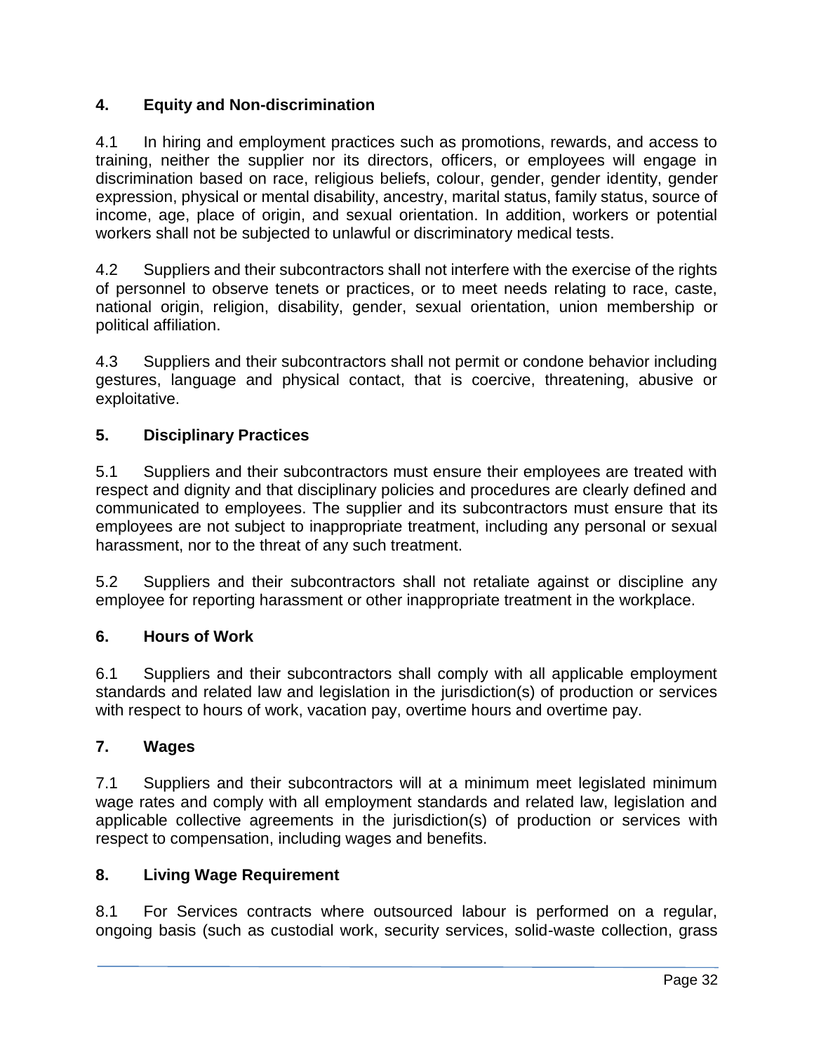## 4. Equity and Non-discrimination

4.1 In hiring and employment practices such as promotions, rewards, and access to training, neither the supplier nor its directors, officers, or employees will engage in discrimination based on race, religious beliefs, colour, gender, gender identity, gender expression, physical or mental disability, ancestry, marital status, family status, source of income, age, place of origin, and sexual orientation. In addition, workers or potential workers shall not be subjected to unlawful or discriminatory medical tests.

4.2 Suppliers and their subcontractors shall not interfere with the exercise of the rights of personnel to observe tenets or practices, or to meet needs relating to race, caste, national origin, religion, disability, gender, sexual orientation, union membership or political affiliation.

4.3 Suppliers and their subcontractors shall not permit or condone behavior including gestures, language and physical contact, that is coercive, threatening, abusive or exploitative.

## 5. Disciplinary Practices

5.1 Suppliers and their subcontractors must ensure their employees are treated with respect and dignity and that disciplinary policies and procedures are clearly defined and communicated to employees. The supplier and its subcontractors must ensure that its employees are not subject to inappropriate treatment, including any personal or sexual harassment, nor to the threat of any such treatment.

5.2 Suppliers and their subcontractors shall not retaliate against or discipline any employee for reporting harassment or other inappropriate treatment in the workplace.

## 6. Hours of Work

6.1 Suppliers and their subcontractors shall comply with all applicable employment standards and related law and legislation in the jurisdiction(s) of production or services with respect to hours of work, vacation pay, overtime hours and overtime pay.

## 7. Wages

7.1 Suppliers and their subcontractors will at a minimum meet legislated minimum wage rates and comply with all employment standards and related law, legislation and applicable collective agreements in the jurisdiction(s) of production or services with respect to compensation, including wages and benefits.

## 8. Living Wage Requirement

8.1 For Services contracts where outsourced labour is performed on a regular, ongoing basis (such as custodial work, security services, solid-waste collection, grass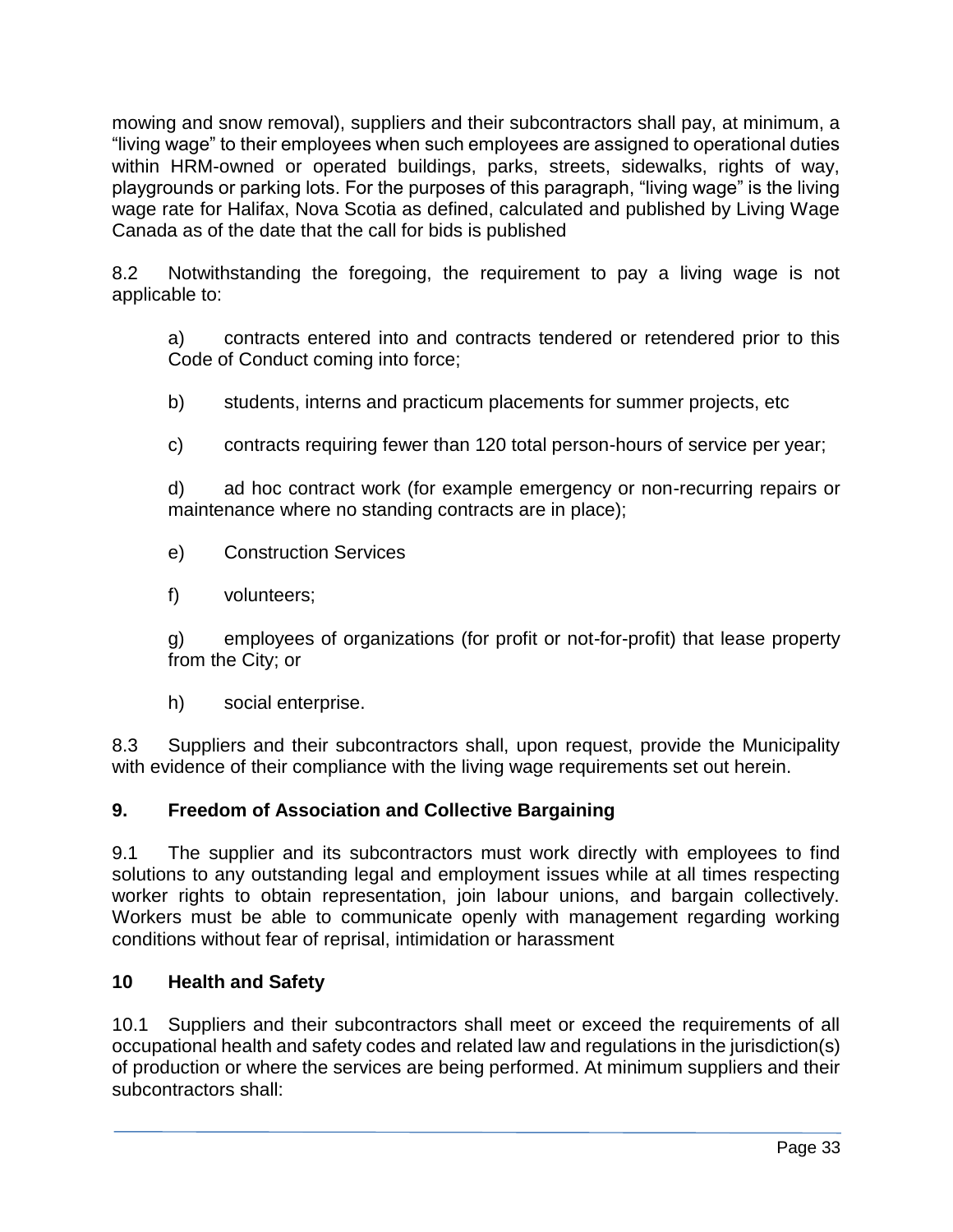mowing and snow removal), suppliers and their subcontractors shall pay, at minimum, a "living wage" to their employees when such employees are assigned to operational duties within HRM-owned or operated buildings, parks, streets, sidewalks, rights of way, playgrounds or parking lots. For the purposes of this paragraph, "living wage" is the living wage rate for Halifax, Nova Scotia as defined, calculated and published by Living Wage Canada as of the date that the call for bids is published

8.2 Notwithstanding the foregoing, the requirement to pay a living wage is not applicable to:

a) contracts entered into and contracts tendered or retendered prior to this Code of Conduct coming into force;

b) students, interns and practicum placements for summer projects, etc

c) contracts requiring fewer than 120 total person-hours of service per year;

d) ad hoc contract work (for example emergency or non-recurring repairs or maintenance where no standing contracts are in place);

e) Construction Services

f) volunteers;

g) employees of organizations (for profit or not-for-profit) that lease property from the City; or

h) social enterprise.

8.3 Suppliers and their subcontractors shall, upon request, provide the Municipality with evidence of their compliance with the living wage requirements set out herein.

## 9. Freedom of Association and Collective Bargaining

9.1 The supplier and its subcontractors must work directly with employees to find solutions to any outstanding legal and employment issues while at all times respecting worker rights to obtain representation, join labour unions, and bargain collectively. Workers must be able to communicate openly with management regarding working conditions without fear of reprisal, intimidation or harassment

## 10 Health and Safety

10.1 Suppliers and their subcontractors shall meet or exceed the requirements of all occupational health and safety codes and related law and regulations in the jurisdiction(s) of production or where the services are being performed. At minimum suppliers and their subcontractors shall: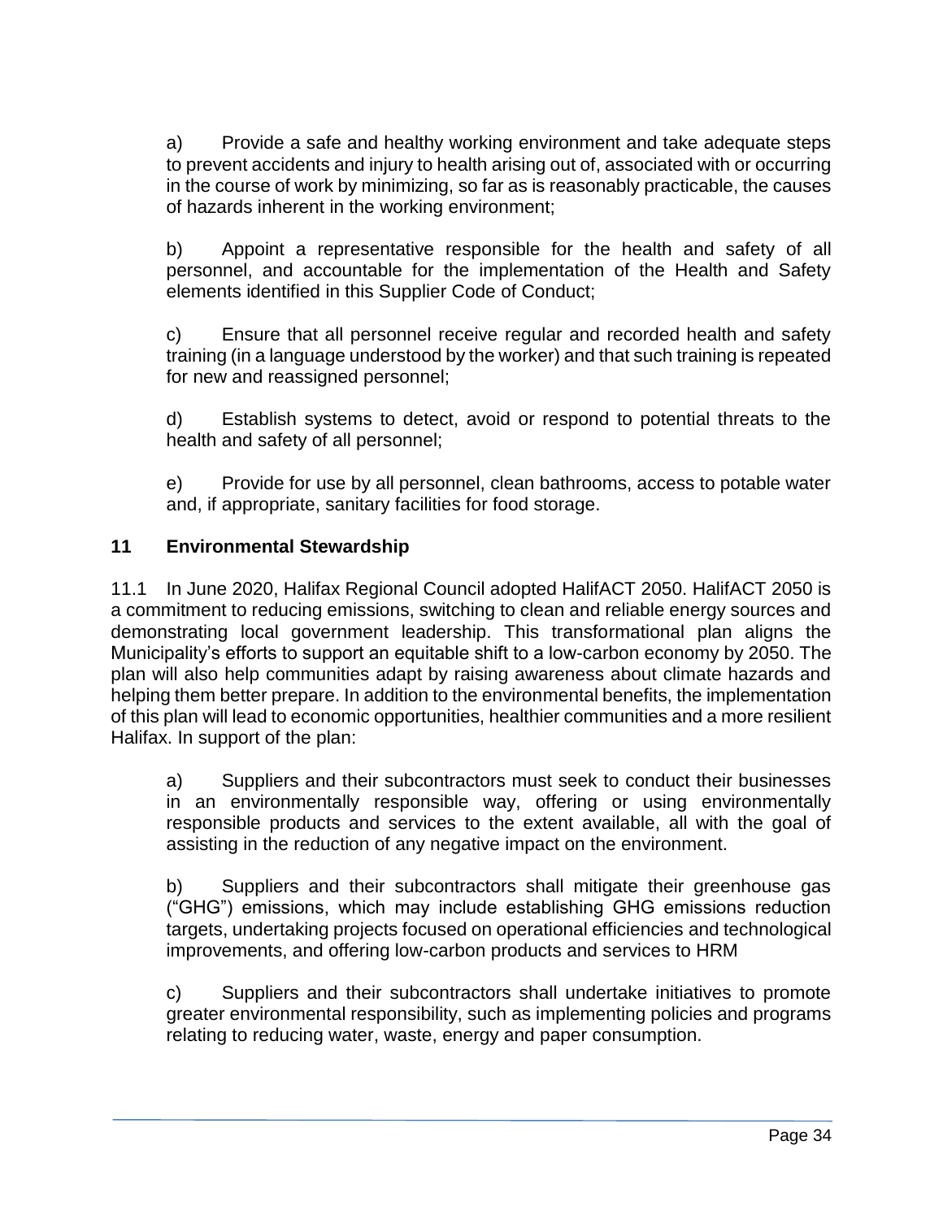a) Provide a safe and healthy working environment and take adequate steps to prevent accidents and injury to health arising out of, associated with or occurring in the course of work by minimizing, so far as is reasonably practicable, the causes of hazards inherent in the working environment;

b) Appoint a representative responsible for the health and safety of all personnel, and accountable for the implementation of the Health and Safety elements identified in this Supplier Code of Conduct;

c) Ensure that all personnel receive regular and recorded health and safety training (in a language understood by the worker) and that such training is repeated for new and reassigned personnel;

d) Establish systems to detect, avoid or respond to potential threats to the health and safety of all personnel;

e) Provide for use by all personnel, clean bathrooms, access to potable water and, if appropriate, sanitary facilities for food storage.

## 11 Environmental Stewardship

11.1 In June 2020, Halifax Regional Council adopted HalifACT 2050. HalifACT 2050 is a commitment to reducing emissions, switching to clean and reliable energy sources and demonstrating local government leadership. This transformational plan aligns the Municipality's efforts to support an equitable shift to a low-carbon economy by 2050. The plan will also help communities adapt by raising awareness about climate hazards and helping them better prepare. In addition to the environmental benefits, the implementation of this plan will lead to economic opportunities, healthier communities and a more resilient Halifax. In support of the plan:

a) Suppliers and their subcontractors must seek to conduct their businesses in an environmentally responsible way, offering or using environmentally responsible products and services to the extent available, all with the goal of assisting in the reduction of any negative impact on the environment.

b) Suppliers and their subcontractors shall mitigate their greenhouse gas ("GHG") emissions, which may include establishing GHG emissions reduction targets, undertaking projects focused on operational efficiencies and technological improvements, and offering low-carbon products and services to HRM

c) Suppliers and their subcontractors shall undertake initiatives to promote greater environmental responsibility, such as implementing policies and programs relating to reducing water, waste, energy and paper consumption.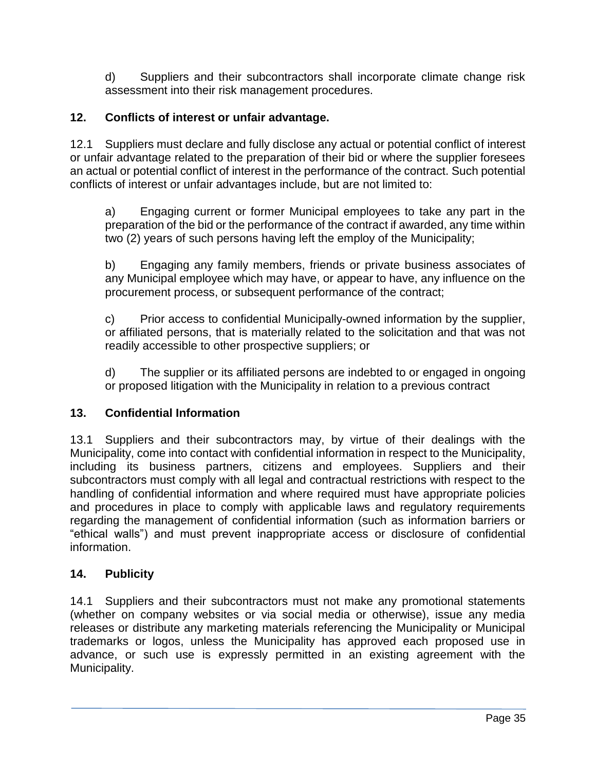d) Suppliers and their subcontractors shall incorporate climate change risk assessment into their risk management procedures.

## 12. Conflicts of interest or unfair advantage.

12.1 Suppliers must declare and fully disclose any actual or potential conflict of interest or unfair advantage related to the preparation of their bid or where the supplier foresees an actual or potential conflict of interest in the performance of the contract. Such potential conflicts of interest or unfair advantages include, but are not limited to:

a) Engaging current or former Municipal employees to take any part in the preparation of the bid or the performance of the contract if awarded, any time within two (2) years of such persons having left the employ of the Municipality;

b) Engaging any family members, friends or private business associates of any Municipal employee which may have, or appear to have, any influence on the procurement process, or subsequent performance of the contract;

c) Prior access to confidential Municipally-owned information by the supplier, or affiliated persons, that is materially related to the solicitation and that was not readily accessible to other prospective suppliers; or

d) The supplier or its affiliated persons are indebted to or engaged in ongoing or proposed litigation with the Municipality in relation to a previous contract

## 13. Confidential Information

13.1 Suppliers and their subcontractors may, by virtue of their dealings with the Municipality, come into contact with confidential information in respect to the Municipality, including its business partners, citizens and employees. Suppliers and their subcontractors must comply with all legal and contractual restrictions with respect to the handling of confidential information and where required must have appropriate policies and procedures in place to comply with applicable laws and regulatory requirements regarding the management of confidential information (such as information barriers or "ethical walls") and must prevent inappropriate access or disclosure of confidential information.

## 14. Publicity

14.1 Suppliers and their subcontractors must not make any promotional statements (whether on company websites or via social media or otherwise), issue any media releases or distribute any marketing materials referencing the Municipality or Municipal trademarks or logos, unless the Municipality has approved each proposed use in advance, or such use is expressly permitted in an existing agreement with the Municipality.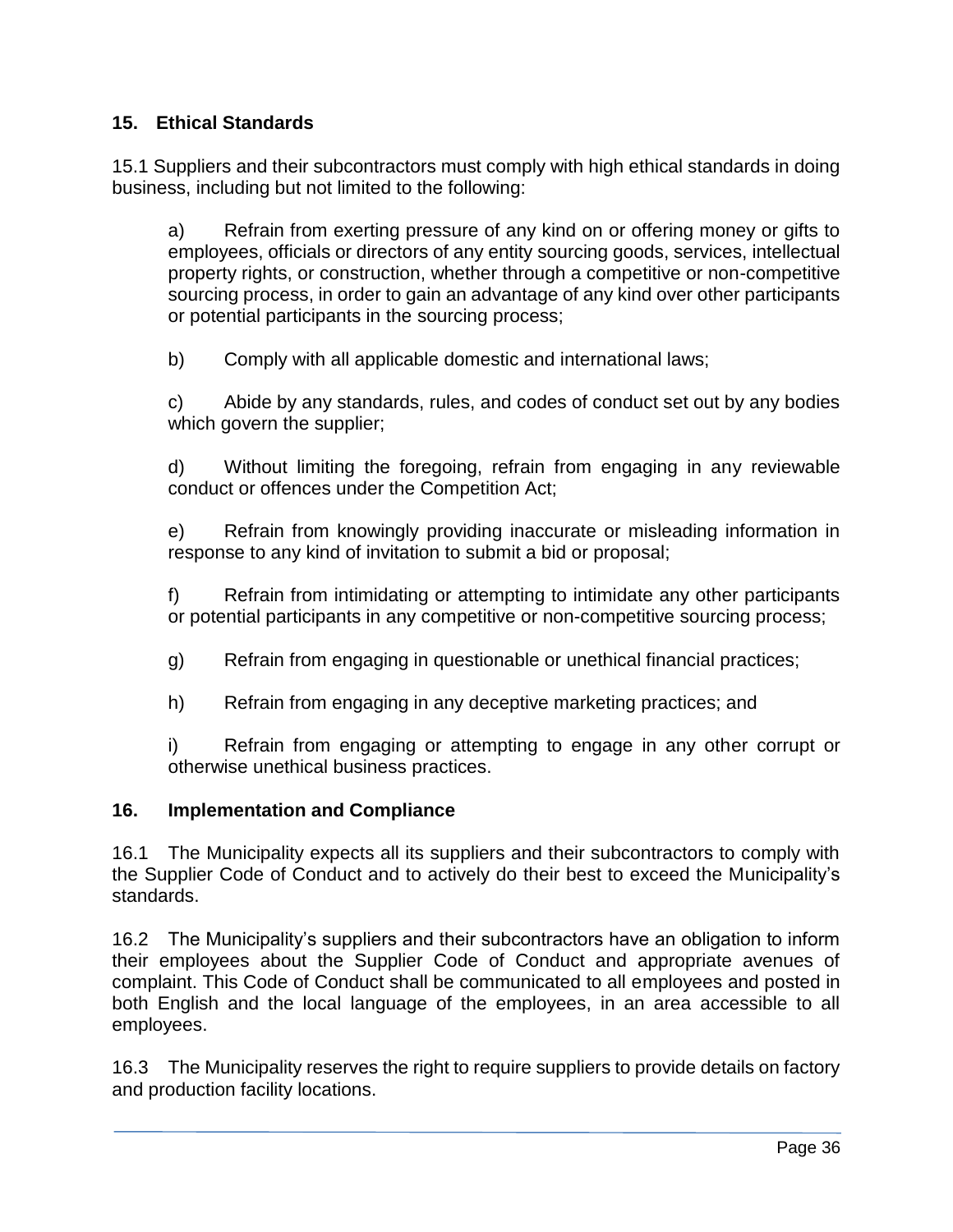## 15. Ethical Standards

15.1 Suppliers and their subcontractors must comply with high ethical standards in doing business, including but not limited to the following:

a) Refrain from exerting pressure of any kind on or offering money or gifts to employees, officials or directors of any entity sourcing goods, services, intellectual property rights, or construction, whether through a competitive or non-competitive sourcing process, in order to gain an advantage of any kind over other participants or potential participants in the sourcing process;

b) Comply with all applicable domestic and international laws;

c) Abide by any standards, rules, and codes of conduct set out by any bodies which govern the supplier;

d) Without limiting the foregoing, refrain from engaging in any reviewable conduct or offences under the Competition Act;

e) Refrain from knowingly providing inaccurate or misleading information in response to any kind of invitation to submit a bid or proposal;

f) Refrain from intimidating or attempting to intimidate any other participants or potential participants in any competitive or non-competitive sourcing process;

g) Refrain from engaging in questionable or unethical financial practices;

h) Refrain from engaging in any deceptive marketing practices; and

i) Refrain from engaging or attempting to engage in any other corrupt or otherwise unethical business practices.

## 16. Implementation and Compliance

16.1 The Municipality expects all its suppliers and their subcontractors to comply with the Supplier Code of Conduct and to actively do their best to exceed the Municipality's standards.

16.2 The Municipality's suppliers and their subcontractors have an obligation to inform their employees about the Supplier Code of Conduct and appropriate avenues of complaint. This Code of Conduct shall be communicated to all employees and posted in both English and the local language of the employees, in an area accessible to all employees.

16.3 The Municipality reserves the right to require suppliers to provide details on factory and production facility locations.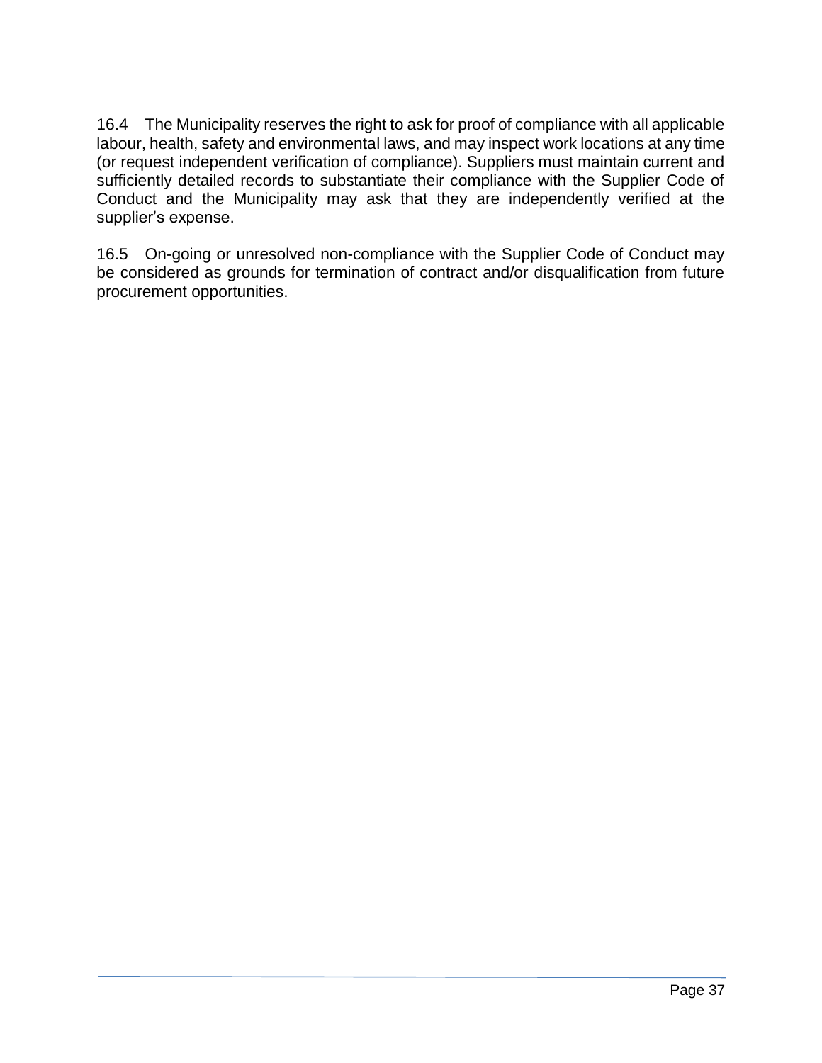16.4 The Municipality reserves the right to ask for proof of compliance with all applicable labour, health, safety and environmental laws, and may inspect work locations at any time (or request independent verification of compliance). Suppliers must maintain current and sufficiently detailed records to substantiate their compliance with the Supplier Code of Conduct and the Municipality may ask that they are independently verified at the supplier's expense.

16.5 On-going or unresolved non-compliance with the Supplier Code of Conduct may be considered as grounds for termination of contract and/or disqualification from future procurement opportunities.